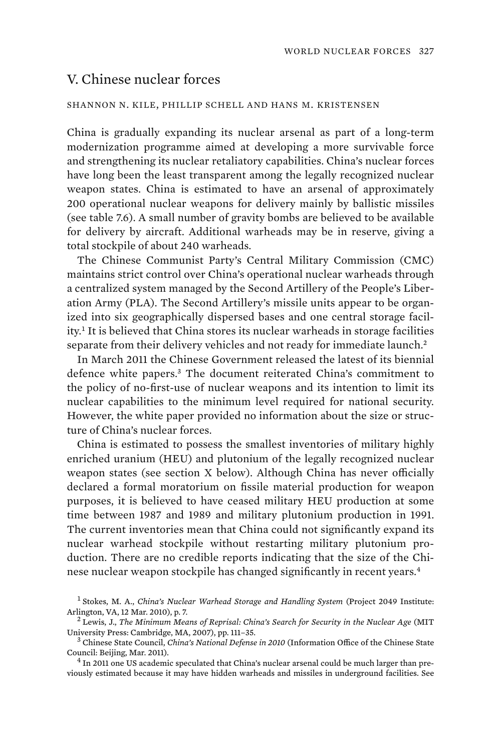## V. Chinese nuclear forces

SHANNON N. KILE, PHILLIP SCHELL AND HANS M. KRISTENSEN

China is gradually expanding its nuclear arsenal as part of a long-term modernization programme aimed at developing a more survivable force and strengthening its nuclear retaliatory capabilities. China's nuclear forces have long been the least transparent among the legally recognized nuclear weapon states. China is estimated to have an arsenal of approximately 200 operational nuclear weapons for delivery mainly by ballistic missiles (see table 7.6). A small number of gravity bombs are believed to be available for delivery by aircraft. Additional warheads may be in reserve, giving a total stockpile of about 240 warheads.

The Chinese Communist Party's Central Military Commission (CMC) maintains strict control over China's operational nuclear warheads through a centralized system managed by the Second Artillery of the People's Liberation Army (PLA). The Second Artillery's missile units appear to be organized into six geographically dispersed bases and one central storage facility.[1] It is believed that China stores its nuclear warheads in storage facilities separate from their delivery vehicles and not ready for immediate launch.[2]

In March 2011 the Chinese Government released the latest of its biennial defence white papers.[3] The document reiterated China's commitment to the policy of no-first-use of nuclear weapons and its intention to limit its nuclear capabilities to the minimum level required for national security. However, the white paper provided no information about the size or structure of China's nuclear forces.

China is estimated to possess the smallest inventories of military highly enriched uranium (HEU) and plutonium of the legally recognized nuclear weapon states (see section X below). Although China has never officially declared a formal moratorium on fissile material production for weapon purposes, it is believed to have ceased military HEU production at some time between 1987 and 1989 and military plutonium production in 1991. The current inventories mean that China could not significantly expand its nuclear warhead stockpile without restarting military plutonium production. There are no credible reports indicating that the size of the Chinese nuclear weapon stockpile has changed significantly in recent years.[4]

[1] Stokes, M. A., *China's Nuclear Warhead Storage and Handling System* (Project 2049 Institute: Arlington, VA, 12 Mar. 2010), p. 7.

[2] Lewis, J., *The Minimum Means of Reprisal: China's Search for Security in the Nuclear Age* (MIT University Press: Cambridge, MA, 2007), pp. 111–35.

[3] Chinese State Council, *China's National Defense in 2010* (Information Office of the Chinese State Council: Beijing, Mar. 2011).

[4] In 2011 one US academic speculated that China's nuclear arsenal could be much larger than previously estimated because it may have hidden warheads and missiles in underground facilities. See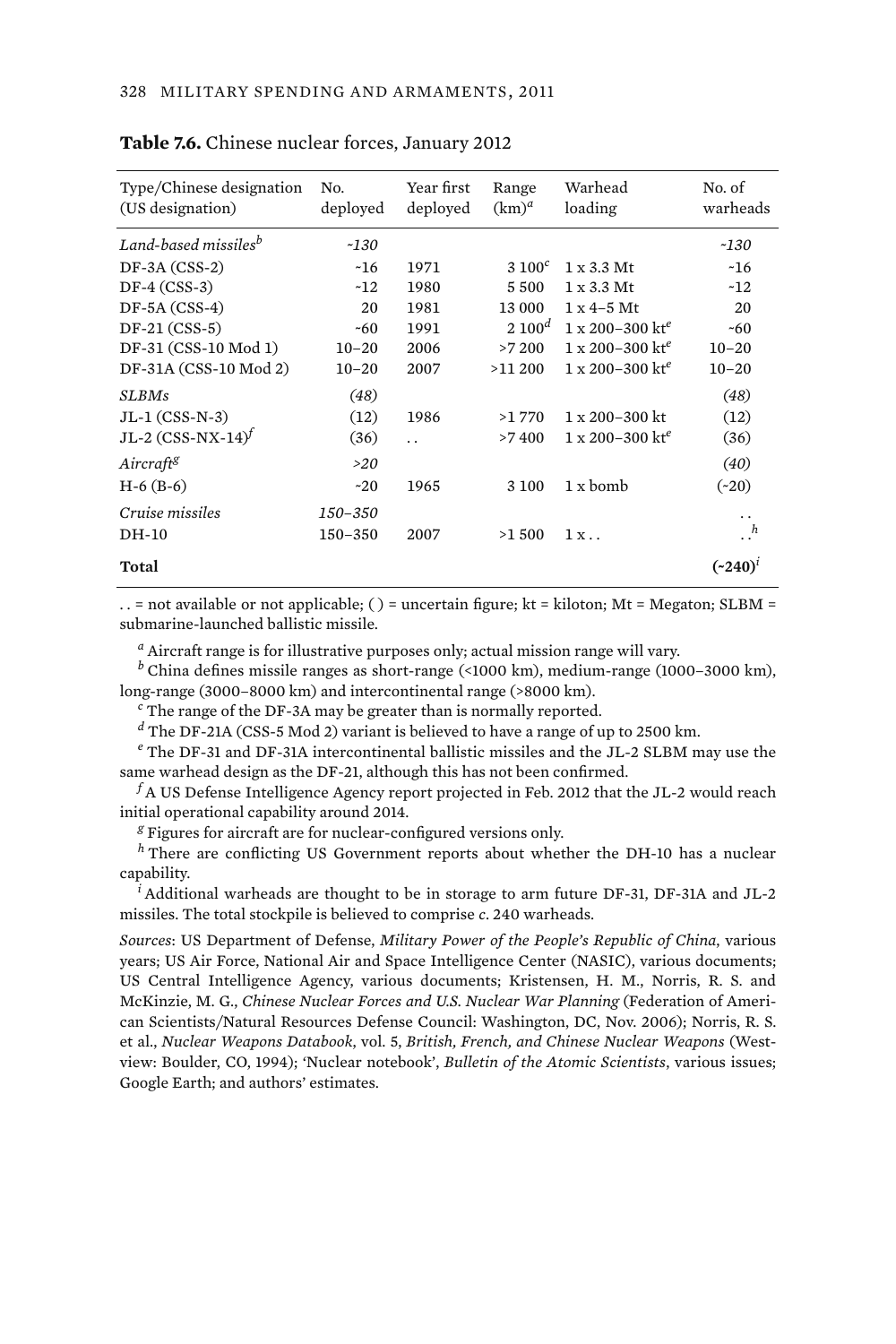**Table 7.6.** Chinese nuclear forces, January 2012

| Type/Chinese designation (US designation) | No. deployed | Year first deployed | Range (km)[a] | Warhead loading | No. of warheads |
|---|---|---|---|---|---|
| *Land-based missiles*[b] | *~130* | | | | *~130* |
| DF-3A (CSS-2) | ~16 | 1971 | 3 100[c] | 1 x 3.3 Mt | ~16 |
| DF-4 (CSS-3) | ~12 | 1980 | 5 500 | 1 x 3.3 Mt | ~12 |
| DF-5A (CSS-4) | 20 | 1981 | 13 000 | 1 x 4–5 Mt | 20 |
| DF-21 (CSS-5) | ~60 | 1991 | 2 100[d] | 1 x 200–300 kt[e] | ~60 |
| DF-31 (CSS-10 Mod 1) | 10–20 | 2006 | >7 200 | 1 x 200–300 kt[e] | 10–20 |
| DF-31A (CSS-10 Mod 2) | 10–20 | 2007 | >11 200 | 1 x 200–300 kt[e] | 10–20 |
| *SLBMs* | *(48)* | | | | *(48)* |
| JL-1 (CSS-N-3) | (12) | 1986 | >1 770 | 1 x 200–300 kt | (12) |
| JL-2 (CSS-NX-14)[f] | (36) | . . | >7 400 | 1 x 200–300 kt[e] | (36) |
| *Aircraft*[g] | *>20* | | | | *(40)* |
| H-6 (B-6) | ~20 | 1965 | 3 100 | 1 x bomb | (~20) |
| *Cruise missiles* | *150–350* | | | | . . |
| DH-10 | 150–350 | 2007 | >1 500 | 1 x . . | . .[h] |
| **Total** | | | | | **(~240)**[i] |

. . = not available or not applicable; ( ) = uncertain figure; kt = kiloton; Mt = Megaton; SLBM = submarine-launched ballistic missile.

[a] Aircraft range is for illustrative purposes only; actual mission range will vary.

[b] China defines missile ranges as short-range (<1000 km), medium-range (1000–3000 km), long-range (3000–8000 km) and intercontinental range (>8000 km).

[c] The range of the DF-3A may be greater than is normally reported.

[d] The DF-21A (CSS-5 Mod 2) variant is believed to have a range of up to 2500 km.

[e] The DF-31 and DF-31A intercontinental ballistic missiles and the JL-2 SLBM may use the same warhead design as the DF-21, although this has not been confirmed.

[f] A US Defense Intelligence Agency report projected in Feb. 2012 that the JL-2 would reach initial operational capability around 2014.

[g] Figures for aircraft are for nuclear-configured versions only.

[h] There are conflicting US Government reports about whether the DH-10 has a nuclear capability.

[i] Additional warheads are thought to be in storage to arm future DF-31, DF-31A and JL-2 missiles. The total stockpile is believed to comprise *c*. 240 warheads.

*Sources*: US Department of Defense, *Military Power of the People's Republic of China*, various years; US Air Force, National Air and Space Intelligence Center (NASIC), various documents; US Central Intelligence Agency, various documents; Kristensen, H. M., Norris, R. S. and McKinzie, M. G., *Chinese Nuclear Forces and U.S. Nuclear War Planning* (Federation of American Scientists/Natural Resources Defense Council: Washington, DC, Nov. 2006); Norris, R. S. et al., *Nuclear Weapons Databook*, vol. 5, *British, French, and Chinese Nuclear Weapons* (Westview: Boulder, CO, 1994); 'Nuclear notebook', *Bulletin of the Atomic Scientists*, various issues; Google Earth; and authors' estimates.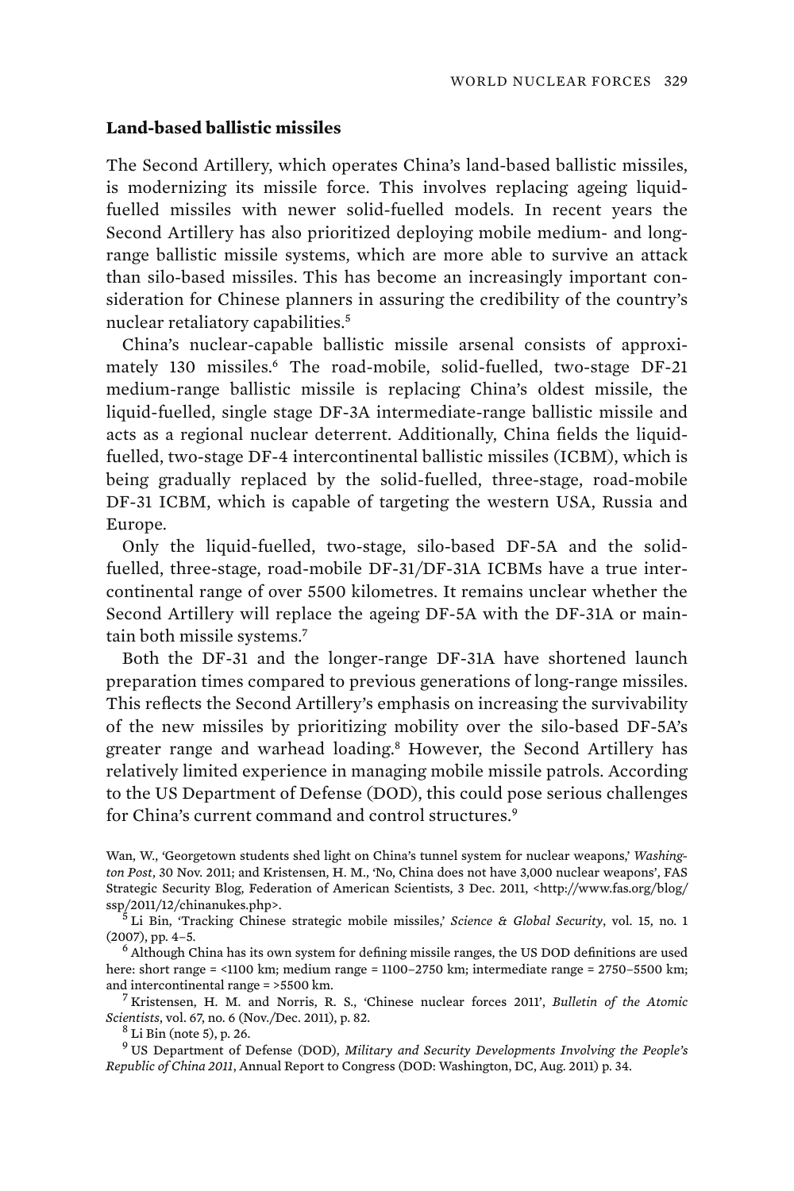## Land-based ballistic missiles

The Second Artillery, which operates China's land-based ballistic missiles, is modernizing its missile force. This involves replacing ageing liquid-fuelled missiles with newer solid-fuelled models. In recent years the Second Artillery has also prioritized deploying mobile medium- and long-range ballistic missile systems, which are more able to survive an attack than silo-based missiles. This has become an increasingly important consideration for Chinese planners in assuring the credibility of the country's nuclear retaliatory capabilities.[5]

China's nuclear-capable ballistic missile arsenal consists of approximately 130 missiles.[6] The road-mobile, solid-fuelled, two-stage DF-21 medium-range ballistic missile is replacing China's oldest missile, the liquid-fuelled, single stage DF-3A intermediate-range ballistic missile and acts as a regional nuclear deterrent. Additionally, China fields the liquid-fuelled, two-stage DF-4 intercontinental ballistic missiles (ICBM), which is being gradually replaced by the solid-fuelled, three-stage, road-mobile DF-31 ICBM, which is capable of targeting the western USA, Russia and Europe.

Only the liquid-fuelled, two-stage, silo-based DF-5A and the solid-fuelled, three-stage, road-mobile DF-31/DF-31A ICBMs have a true intercontinental range of over 5500 kilometres. It remains unclear whether the Second Artillery will replace the ageing DF-5A with the DF-31A or maintain both missile systems.[7]

Both the DF-31 and the longer-range DF-31A have shortened launch preparation times compared to previous generations of long-range missiles. This reflects the Second Artillery's emphasis on increasing the survivability of the new missiles by prioritizing mobility over the silo-based DF-5A's greater range and warhead loading.[8] However, the Second Artillery has relatively limited experience in managing mobile missile patrols. According to the US Department of Defense (DOD), this could pose serious challenges for China's current command and control structures.[9]

Wan, W., 'Georgetown students shed light on China's tunnel system for nuclear weapons,' *Washington Post*, 30 Nov. 2011; and Kristensen, H. M., 'No, China does not have 3,000 nuclear weapons', FAS Strategic Security Blog, Federation of American Scientists, 3 Dec. 2011, <http://www.fas.org/blog/ssp/2011/12/chinanukes.php>.

[5] Li Bin, 'Tracking Chinese strategic mobile missiles,' *Science & Global Security*, vol. 15, no. 1 (2007), pp. 4–5.

[6] Although China has its own system for defining missile ranges, the US DOD definitions are used here: short range = <1100 km; medium range = 1100–2750 km; intermediate range = 2750–5500 km; and intercontinental range = >5500 km.

[7] Kristensen, H. M. and Norris, R. S., 'Chinese nuclear forces 2011', *Bulletin of the Atomic Scientists*, vol. 67, no. 6 (Nov./Dec. 2011), p. 82.

[8] Li Bin (note 5), p. 26.

[9] US Department of Defense (DOD), *Military and Security Developments Involving the People's Republic of China 2011*, Annual Report to Congress (DOD: Washington, DC, Aug. 2011) p. 34.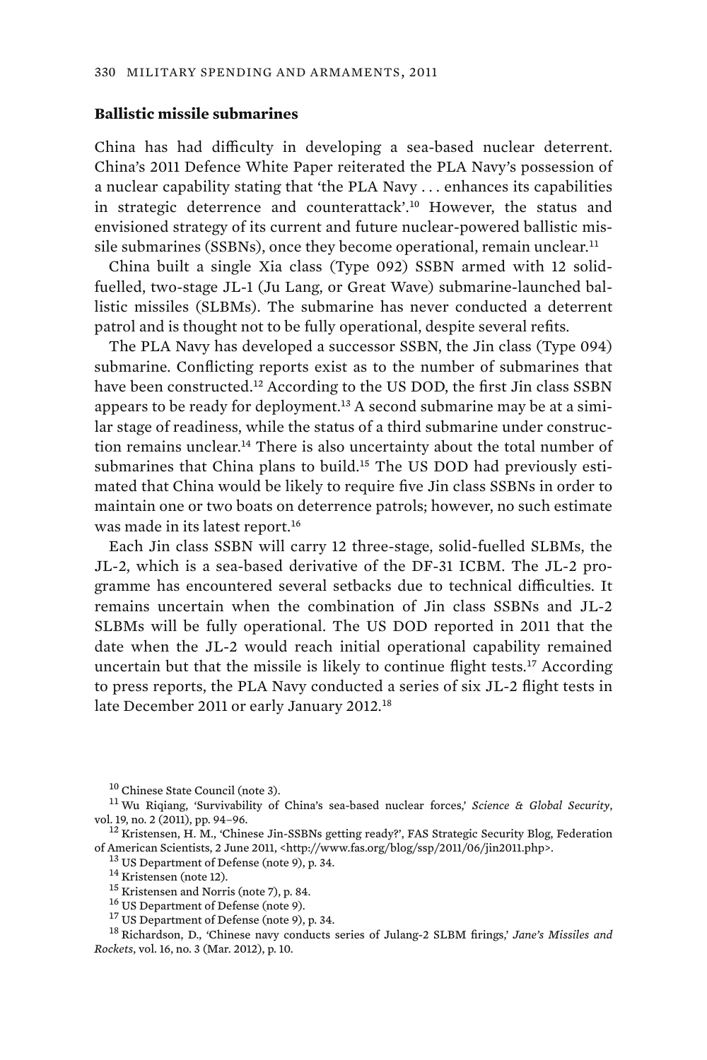### Ballistic missile submarines

China has had difficulty in developing a sea-based nuclear deterrent. China's 2011 Defence White Paper reiterated the PLA Navy's possession of a nuclear capability stating that 'the PLA Navy . . . enhances its capabilities in strategic deterrence and counterattack'.[10] However, the status and envisioned strategy of its current and future nuclear-powered ballistic missile submarines (SSBNs), once they become operational, remain unclear.[11]

China built a single Xia class (Type 092) SSBN armed with 12 solid-fuelled, two-stage JL-1 (Ju Lang, or Great Wave) submarine-launched ballistic missiles (SLBMs). The submarine has never conducted a deterrent patrol and is thought not to be fully operational, despite several refits.

The PLA Navy has developed a successor SSBN, the Jin class (Type 094) submarine. Conflicting reports exist as to the number of submarines that have been constructed.[12] According to the US DOD, the first Jin class SSBN appears to be ready for deployment.[13] A second submarine may be at a similar stage of readiness, while the status of a third submarine under construction remains unclear.[14] There is also uncertainty about the total number of submarines that China plans to build.[15] The US DOD had previously estimated that China would be likely to require five Jin class SSBNs in order to maintain one or two boats on deterrence patrols; however, no such estimate was made in its latest report.[16]

Each Jin class SSBN will carry 12 three-stage, solid-fuelled SLBMs, the JL-2, which is a sea-based derivative of the DF-31 ICBM. The JL-2 programme has encountered several setbacks due to technical difficulties. It remains uncertain when the combination of Jin class SSBNs and JL-2 SLBMs will be fully operational. The US DOD reported in 2011 that the date when the JL-2 would reach initial operational capability remained uncertain but that the missile is likely to continue flight tests.[17] According to press reports, the PLA Navy conducted a series of six JL-2 flight tests in late December 2011 or early January 2012.[18]

---

[10] Chinese State Council (note 3).

[11] Wu Riqiang, 'Survivability of China's sea-based nuclear forces,' *Science & Global Security*, vol. 19, no. 2 (2011), pp. 94–96.

[12] Kristensen, H. M., 'Chinese Jin-SSBNs getting ready?', FAS Strategic Security Blog, Federation of American Scientists, 2 June 2011, <http://www.fas.org/blog/ssp/2011/06/jin2011.php>.

[13] US Department of Defense (note 9), p. 34.

[14] Kristensen (note 12).

[15] Kristensen and Norris (note 7), p. 84.

[16] US Department of Defense (note 9).

[17] US Department of Defense (note 9), p. 34.

[18] Richardson, D., 'Chinese navy conducts series of Julang-2 SLBM firings,' *Jane's Missiles and Rockets*, vol. 16, no. 3 (Mar. 2012), p. 10.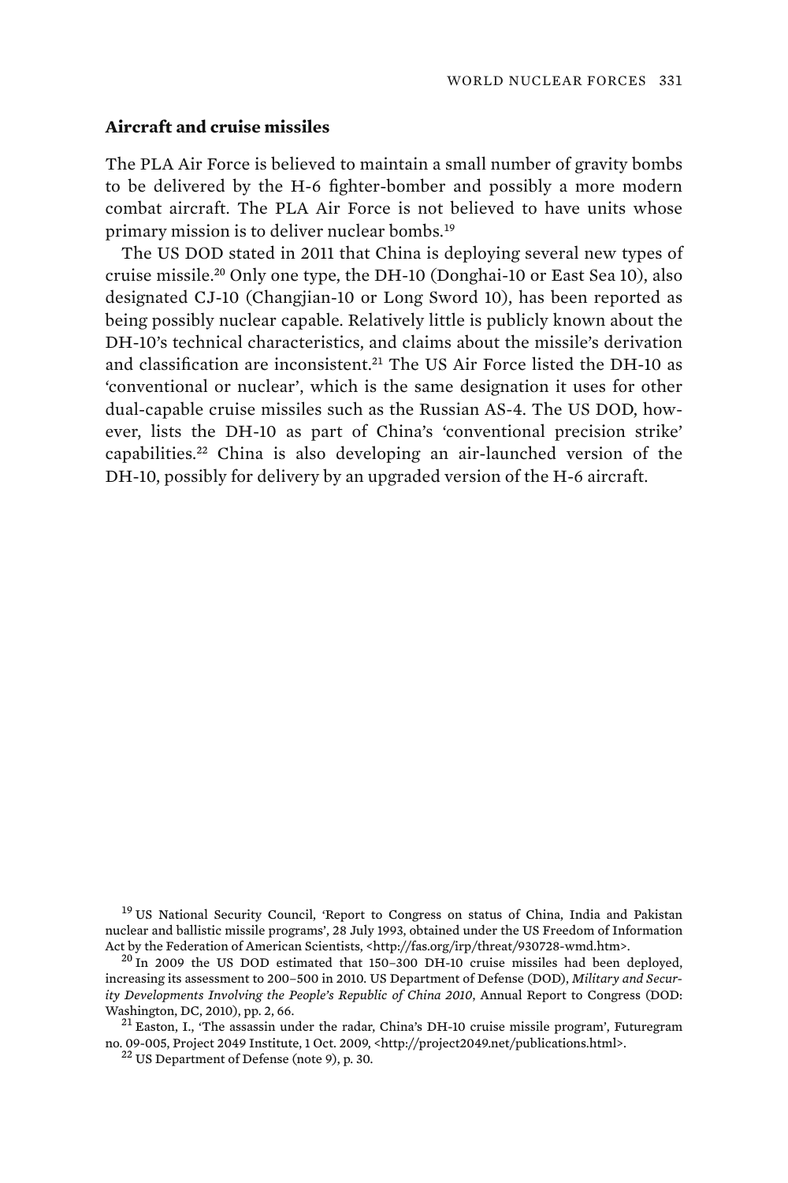### Aircraft and cruise missiles

The PLA Air Force is believed to maintain a small number of gravity bombs to be delivered by the H-6 fighter-bomber and possibly a more modern combat aircraft. The PLA Air Force is not believed to have units whose primary mission is to deliver nuclear bombs.[19]

The US DOD stated in 2011 that China is deploying several new types of cruise missile.[20] Only one type, the DH-10 (Donghai-10 or East Sea 10), also designated CJ-10 (Changjian-10 or Long Sword 10), has been reported as being possibly nuclear capable. Relatively little is publicly known about the DH-10's technical characteristics, and claims about the missile's derivation and classification are inconsistent.[21] The US Air Force listed the DH-10 as 'conventional or nuclear', which is the same designation it uses for other dual-capable cruise missiles such as the Russian AS-4. The US DOD, however, lists the DH-10 as part of China's 'conventional precision strike' capabilities.[22] China is also developing an air-launched version of the DH-10, possibly for delivery by an upgraded version of the H-6 aircraft.

[19] US National Security Council, 'Report to Congress on status of China, India and Pakistan nuclear and ballistic missile programs', 28 July 1993, obtained under the US Freedom of Information Act by the Federation of American Scientists, <http://fas.org/irp/threat/930728-wmd.htm>.

[20] In 2009 the US DOD estimated that 150–300 DH-10 cruise missiles had been deployed, increasing its assessment to 200–500 in 2010. US Department of Defense (DOD), *Military and Security Developments Involving the People's Republic of China 2010*, Annual Report to Congress (DOD: Washington, DC, 2010), pp. 2, 66.

[21] Easton, I., 'The assassin under the radar, China's DH-10 cruise missile program', Futuregram no. 09-005, Project 2049 Institute, 1 Oct. 2009, <http://project2049.net/publications.html>.

[22] US Department of Defense (note 9), p. 30.